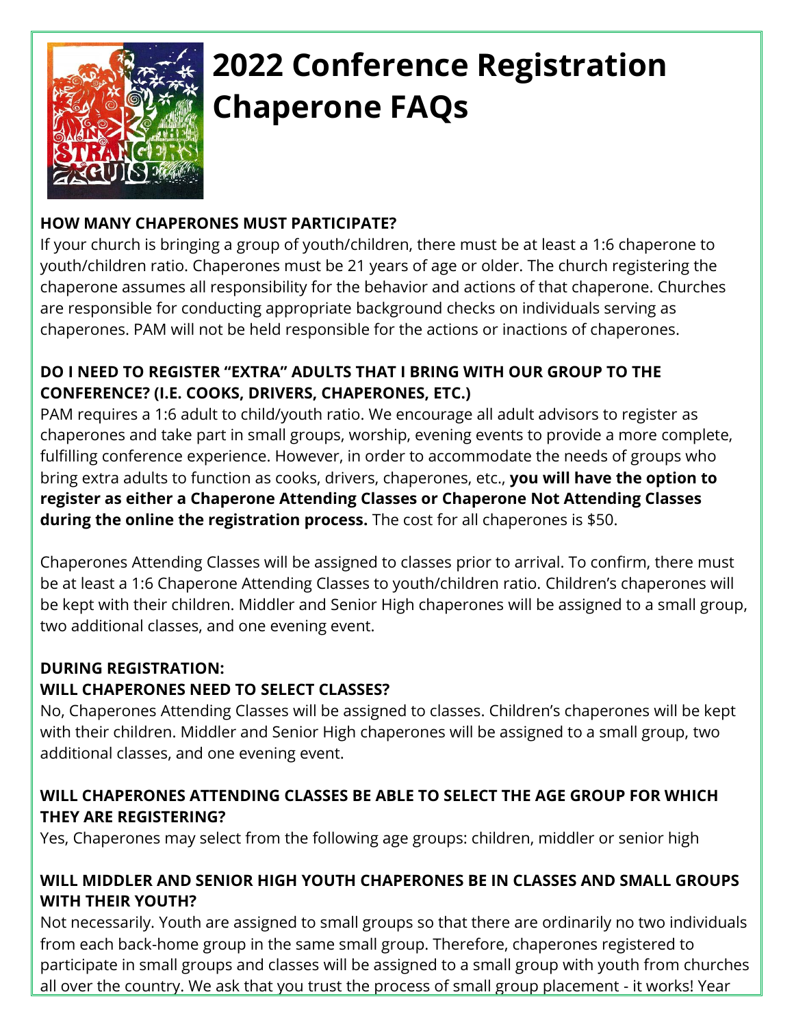# 2022 Conference Registration Chaperone FAQs

**HOW MANY CHAPERONES MUST PARTICIPATE?**

If your church is bringing a group of youth/children, there must be at least a 1:6 chaperone to youth/children ratio. Chaperones must be 21 years of age or older. The church registering the chaperone assumes all responsibility for the behavior and actions of that chaperone. Churches are responsible for conducting appropriate background checks on individuals serving as chaperones. PAM will not be held responsible for the actions or inactions of chaperones.

**DO I NEED TO REGISTER "EXTRA" ADULTS THAT I BRING WITH OUR GROUP TO THE CONFERENCE? (I.E. COOKS, DRIVERS, CHAPERONES, ETC.)**

PAM requires a 1:6 adult to child/youth ratio. We encourage all adult advisors to register as chaperones and take part in small groups, worship, evening events to provide a more complete, fulfilling conference experience. However, in order to accommodate the needs of groups who bring extra adults to function as cooks, drivers, chaperones, etc., **you will have the option to register as either a Chaperone Attending Classes or Chaperone Not Attending Classes during the online the registration process.** The cost for all chaperones is $50.

Chaperones Attending Classes will be assigned to classes prior to arrival. To confirm, there must be at least a 1:6 Chaperone Attending Classes to youth/children ratio. Children's chaperones will be kept with their children. Middler and Senior High chaperones will be assigned to a small group, two additional classes, and one evening event.

**DURING REGISTRATION:**

**WILL CHAPERONES NEED TO SELECT CLASSES?**

No, Chaperones Attending Classes will be assigned to classes. Children's chaperones will be kept with their children. Middler and Senior High chaperones will be assigned to a small group, two additional classes, and one evening event.

**WILL CHAPERONES ATTENDING CLASSES BE ABLE TO SELECT THE AGE GROUP FOR WHICH THEY ARE REGISTERING?**

Yes, Chaperones may select from the following age groups: children, middler or senior high

**WILL MIDDLER AND SENIOR HIGH YOUTH CHAPERONES BE IN CLASSES AND SMALL GROUPS WITH THEIR YOUTH?**

Not necessarily. Youth are assigned to small groups so that there are ordinarily no two individuals from each back-home group in the same small group. Therefore, chaperones registered to participate in small groups and classes will be assigned to a small group with youth from churches all over the country. We ask that you trust the process of small group placement - it works! Year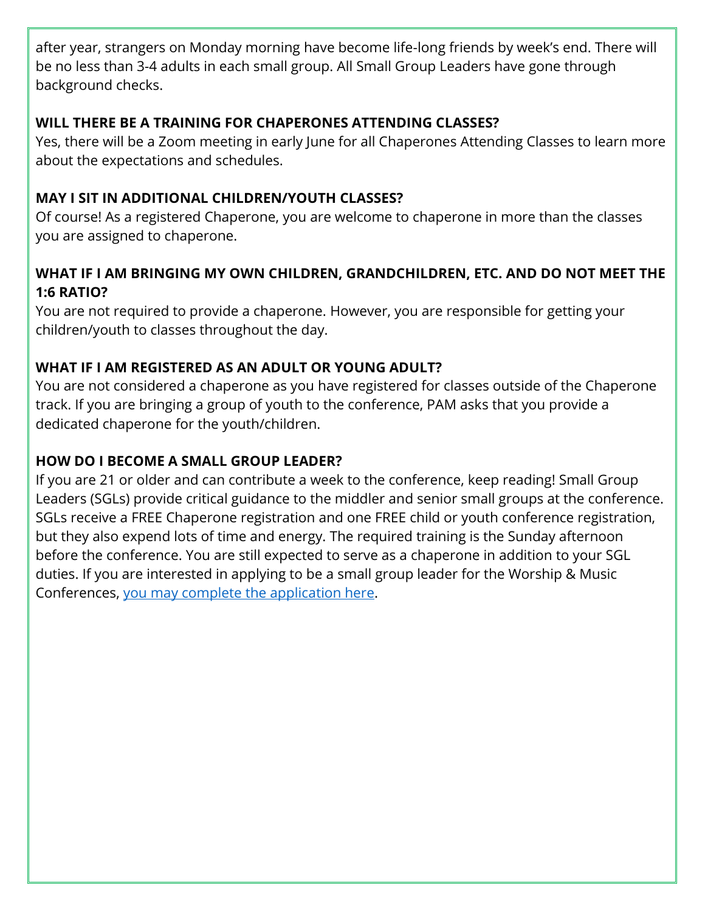after year, strangers on Monday morning have become life-long friends by week's end. There will be no less than 3-4 adults in each small group. All Small Group Leaders have gone through background checks.

**WILL THERE BE A TRAINING FOR CHAPERONES ATTENDING CLASSES?**

Yes, there will be a Zoom meeting in early June for all Chaperones Attending Classes to learn more about the expectations and schedules.

**MAY I SIT IN ADDITIONAL CHILDREN/YOUTH CLASSES?**

Of course! As a registered Chaperone, you are welcome to chaperone in more than the classes you are assigned to chaperone.

**WHAT IF I AM BRINGING MY OWN CHILDREN, GRANDCHILDREN, ETC. AND DO NOT MEET THE 1:6 RATIO?**

You are not required to provide a chaperone. However, you are responsible for getting your children/youth to classes throughout the day.

**WHAT IF I AM REGISTERED AS AN ADULT OR YOUNG ADULT?**

You are not considered a chaperone as you have registered for classes outside of the Chaperone track. If you are bringing a group of youth to the conference, PAM asks that you provide a dedicated chaperone for the youth/children.

**HOW DO I BECOME A SMALL GROUP LEADER?**

If you are 21 or older and can contribute a week to the conference, keep reading! Small Group Leaders (SGLs) provide critical guidance to the middler and senior small groups at the conference. SGLs receive a FREE Chaperone registration and one FREE child or youth conference registration, but they also expend lots of time and energy. The required training is the Sunday afternoon before the conference. You are still expected to serve as a chaperone in addition to your SGL duties. If you are interested in applying to be a small group leader for the Worship & Music Conferences, you may complete the application here.